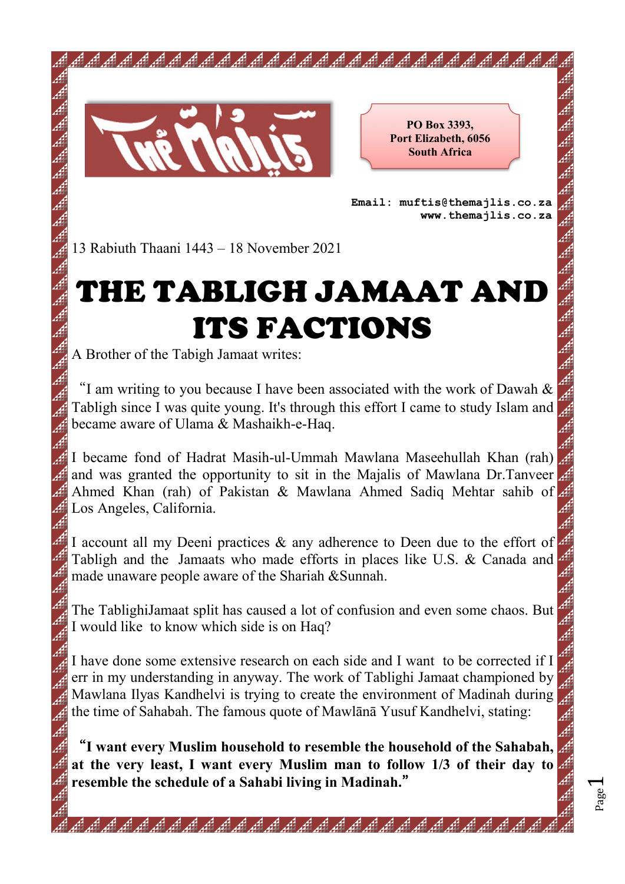PO Box 3393,
Port Elizabeth, 6056
South Africa

Email: muftis@themajlis.co.za
www.themajlis.co.za

13 Rabiuth Thaani 1443 – 18 November 2021

# THE TABLIGH JAMAAT AND ITS FACTIONS

A Brother of the Tabigh Jamaat writes:

"I am writing to you because I have been associated with the work of Dawah & Tabligh since I was quite young. It's through this effort I came to study Islam and became aware of Ulama & Mashaikh-e-Haq.

I became fond of Hadrat Masih-ul-Ummah Mawlana Maseehullah Khan (rah) and was granted the opportunity to sit in the Majalis of Mawlana Dr.Tanveer Ahmed Khan (rah) of Pakistan & Mawlana Ahmed Sadiq Mehtar sahib of Los Angeles, California.

I account all my Deeni practices & any adherence to Deen due to the effort of Tabligh and the Jamaats who made efforts in places like U.S. & Canada and made unaware people aware of the Shariah &Sunnah.

The TablighiJamaat split has caused a lot of confusion and even some chaos. But I would like to know which side is on Haq?

I have done some extensive research on each side and I want to be corrected if I err in my understanding in anyway. The work of Tablighi Jamaat championed by Mawlana Ilyas Kandhelvi is trying to create the environment of Madinah during the time of Sahabah. The famous quote of Mawlānā Yusuf Kandhelvi, stating:

**"I want every Muslim household to resemble the household of the Sahabah, at the very least, I want every Muslim man to follow 1/3 of their day to resemble the schedule of a Sahabi living in Madinah."**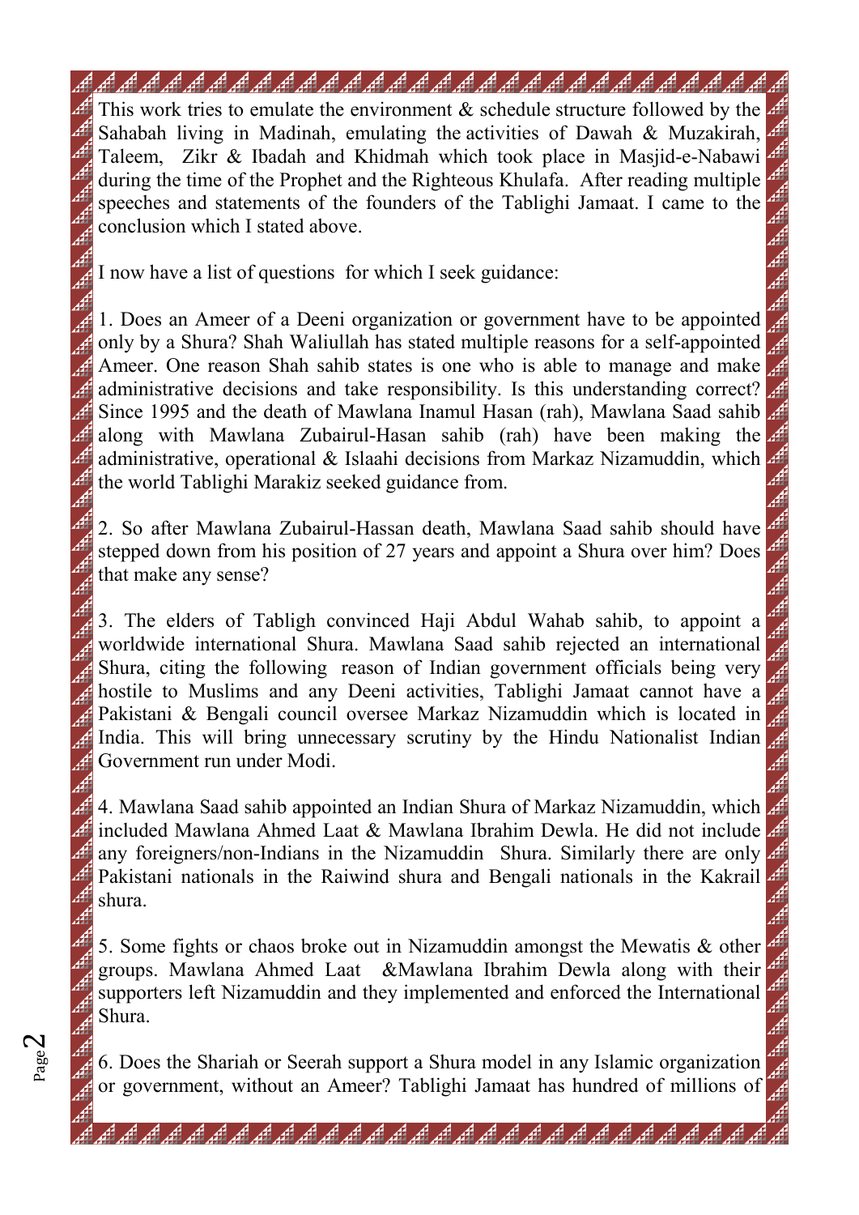This work tries to emulate the environment & schedule structure followed by the Sahabah living in Madinah, emulating the activities of Dawah & Muzakirah, Taleem, Zikr & Ibadah and Khidmah which took place in Masjid-e-Nabawi during the time of the Prophet and the Righteous Khulafa. After reading multiple speeches and statements of the founders of the Tablighi Jamaat. I came to the conclusion which I stated above.

I now have a list of questions for which I seek guidance:

1. Does an Ameer of a Deeni organization or government have to be appointed only by a Shura? Shah Waliullah has stated multiple reasons for a self-appointed Ameer. One reason Shah sahib states is one who is able to manage and make administrative decisions and take responsibility. Is this understanding correct? Since 1995 and the death of Mawlana Inamul Hasan (rah), Mawlana Saad sahib along with Mawlana Zubairul-Hasan sahib (rah) have been making the administrative, operational & Islaahi decisions from Markaz Nizamuddin, which the world Tablighi Marakiz seeked guidance from.

2. So after Mawlana Zubairul-Hassan death, Mawlana Saad sahib should have stepped down from his position of 27 years and appoint a Shura over him? Does that make any sense?

3. The elders of Tabligh convinced Haji Abdul Wahab sahib, to appoint a worldwide international Shura. Mawlana Saad sahib rejected an international Shura, citing the following reason of Indian government officials being very hostile to Muslims and any Deeni activities, Tablighi Jamaat cannot have a Pakistani & Bengali council oversee Markaz Nizamuddin which is located in India. This will bring unnecessary scrutiny by the Hindu Nationalist Indian Government run under Modi.

4. Mawlana Saad sahib appointed an Indian Shura of Markaz Nizamuddin, which included Mawlana Ahmed Laat & Mawlana Ibrahim Dewla. He did not include any foreigners/non-Indians in the Nizamuddin Shura. Similarly there are only Pakistani nationals in the Raiwind shura and Bengali nationals in the Kakrail shura.

5. Some fights or chaos broke out in Nizamuddin amongst the Mewatis & other groups. Mawlana Ahmed Laat &Mawlana Ibrahim Dewla along with their supporters left Nizamuddin and they implemented and enforced the International Shura.

6. Does the Shariah or Seerah support a Shura model in any Islamic organization or government, without an Ameer? Tablighi Jamaat has hundred of millions of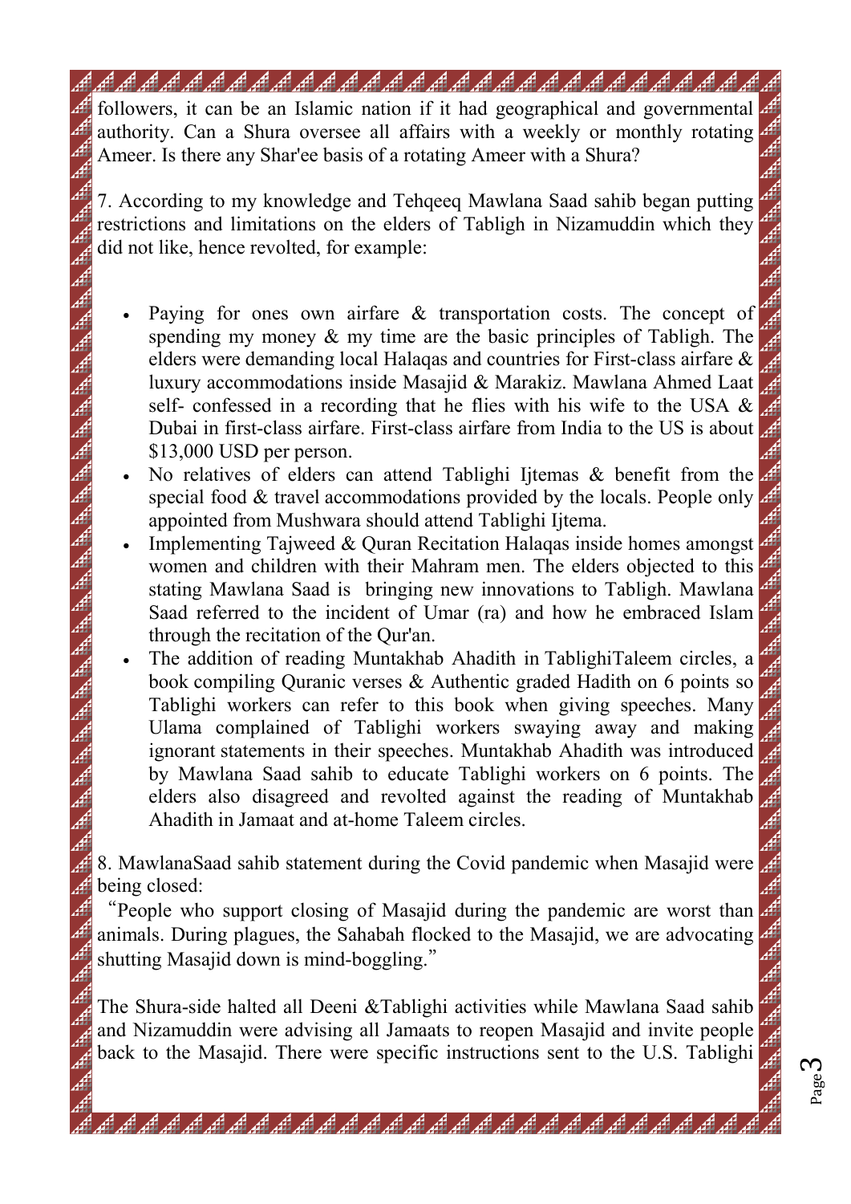followers, it can be an Islamic nation if it had geographical and governmental authority. Can a Shura oversee all affairs with a weekly or monthly rotating Ameer. Is there any Shar'ee basis of a rotating Ameer with a Shura?

7. According to my knowledge and Tehqeeq Mawlana Saad sahib began putting restrictions and limitations on the elders of Tabligh in Nizamuddin which they did not like, hence revolted, for example:

- Paying for ones own airfare & transportation costs. The concept of spending my money & my time are the basic principles of Tabligh. The elders were demanding local Halaqas and countries for First-class airfare & luxury accommodations inside Masajid & Marakiz. Mawlana Ahmed Laat self- confessed in a recording that he flies with his wife to the USA & Dubai in first-class airfare. First-class airfare from India to the US is about $13,000 USD per person.
- No relatives of elders can attend Tablighi Ijtemas & benefit from the special food & travel accommodations provided by the locals. People only appointed from Mushwara should attend Tablighi Ijtema.
- Implementing Tajweed & Quran Recitation Halaqas inside homes amongst women and children with their Mahram men. The elders objected to this stating Mawlana Saad is bringing new innovations to Tabligh. Mawlana Saad referred to the incident of Umar (ra) and how he embraced Islam through the recitation of the Qur'an.
- The addition of reading Muntakhab Ahadith in TablighiTaleem circles, a book compiling Quranic verses & Authentic graded Hadith on 6 points so Tablighi workers can refer to this book when giving speeches. Many Ulama complained of Tablighi workers swaying away and making ignorant statements in their speeches. Muntakhab Ahadith was introduced by Mawlana Saad sahib to educate Tablighi workers on 6 points. The elders also disagreed and revolted against the reading of Muntakhab Ahadith in Jamaat and at-home Taleem circles.

8. MawlanaSaad sahib statement during the Covid pandemic when Masajid were being closed:

"People who support closing of Masajid during the pandemic are worst than animals. During plagues, the Sahabah flocked to the Masajid, we are advocating shutting Masajid down is mind-boggling."

The Shura-side halted all Deeni &Tablighi activities while Mawlana Saad sahib and Nizamuddin were advising all Jamaats to reopen Masajid and invite people back to the Masajid. There were specific instructions sent to the U.S. Tablighi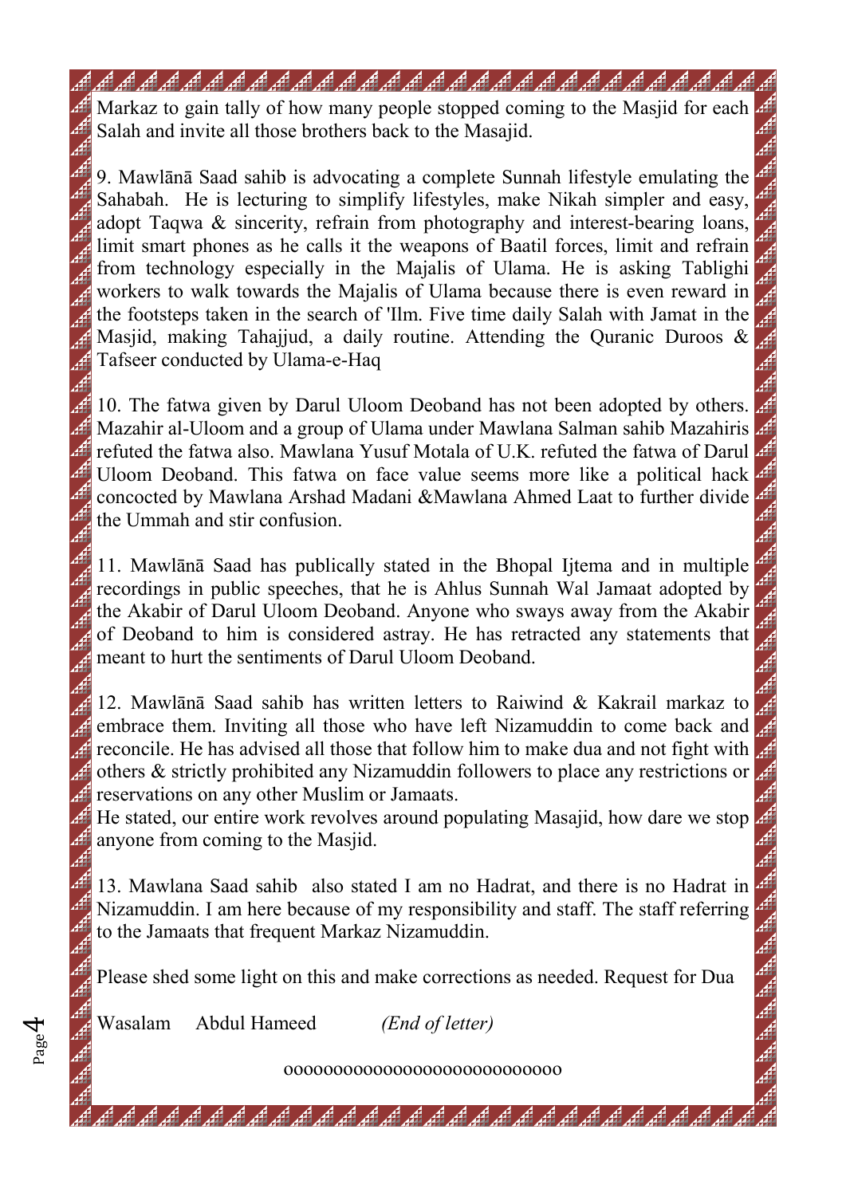Markaz to gain tally of how many people stopped coming to the Masjid for each Salah and invite all those brothers back to the Masajid.

9. Mawlānā Saad sahib is advocating a complete Sunnah lifestyle emulating the Sahabah. He is lecturing to simplify lifestyles, make Nikah simpler and easy, adopt Taqwa & sincerity, refrain from photography and interest-bearing loans, limit smart phones as he calls it the weapons of Baatil forces, limit and refrain from technology especially in the Majalis of Ulama. He is asking Tablighi workers to walk towards the Majalis of Ulama because there is even reward in the footsteps taken in the search of 'Ilm. Five time daily Salah with Jamat in the Masjid, making Tahajjud, a daily routine. Attending the Quranic Duroos & Tafseer conducted by Ulama-e-Haq

10. The fatwa given by Darul Uloom Deoband has not been adopted by others. Mazahir al-Uloom and a group of Ulama under Mawlana Salman sahib Mazahiris refuted the fatwa also. Mawlana Yusuf Motala of U.K. refuted the fatwa of Darul Uloom Deoband. This fatwa on face value seems more like a political hack concocted by Mawlana Arshad Madani &Mawlana Ahmed Laat to further divide the Ummah and stir confusion.

11. Mawlānā Saad has publically stated in the Bhopal Ijtema and in multiple recordings in public speeches, that he is Ahlus Sunnah Wal Jamaat adopted by the Akabir of Darul Uloom Deoband. Anyone who sways away from the Akabir of Deoband to him is considered astray. He has retracted any statements that meant to hurt the sentiments of Darul Uloom Deoband.

12. Mawlānā Saad sahib has written letters to Raiwind & Kakrail markaz to embrace them. Inviting all those who have left Nizamuddin to come back and reconcile. He has advised all those that follow him to make dua and not fight with others & strictly prohibited any Nizamuddin followers to place any restrictions or reservations on any other Muslim or Jamaats.
He stated, our entire work revolves around populating Masajid, how dare we stop anyone from coming to the Masjid.

13. Mawlana Saad sahib also stated I am no Hadrat, and there is no Hadrat in Nizamuddin. I am here because of my responsibility and staff. The staff referring to the Jamaats that frequent Markaz Nizamuddin.

Please shed some light on this and make corrections as needed. Request for Dua

Wasalam Abdul Hameed *(End of letter)*

oooooooooooooooooooooooooooo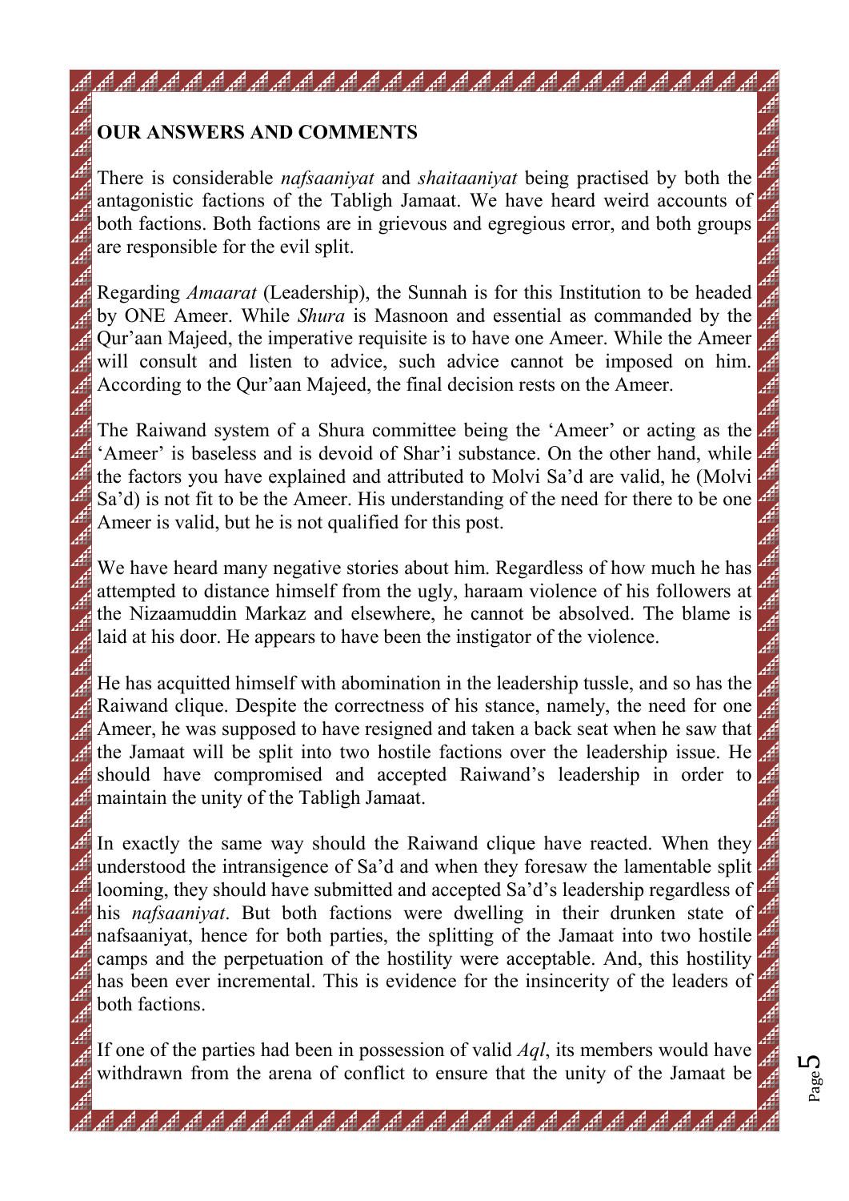**OUR ANSWERS AND COMMENTS**

There is considerable *nafsaaniyat* and *shaitaaniyat* being practised by both the antagonistic factions of the Tabligh Jamaat. We have heard weird accounts of both factions. Both factions are in grievous and egregious error, and both groups are responsible for the evil split.

Regarding *Amaarat* (Leadership), the Sunnah is for this Institution to be headed by ONE Ameer. While *Shura* is Masnoon and essential as commanded by the Qur'aan Majeed, the imperative requisite is to have one Ameer. While the Ameer will consult and listen to advice, such advice cannot be imposed on him. According to the Qur'aan Majeed, the final decision rests on the Ameer.

The Raiwand system of a Shura committee being the 'Ameer' or acting as the 'Ameer' is baseless and is devoid of Shar'i substance. On the other hand, while the factors you have explained and attributed to Molvi Sa'd are valid, he (Molvi Sa'd) is not fit to be the Ameer. His understanding of the need for there to be one Ameer is valid, but he is not qualified for this post.

We have heard many negative stories about him. Regardless of how much he has attempted to distance himself from the ugly, haraam violence of his followers at the Nizaamuddin Markaz and elsewhere, he cannot be absolved. The blame is laid at his door. He appears to have been the instigator of the violence.

He has acquitted himself with abomination in the leadership tussle, and so has the Raiwand clique. Despite the correctness of his stance, namely, the need for one Ameer, he was supposed to have resigned and taken a back seat when he saw that the Jamaat will be split into two hostile factions over the leadership issue. He should have compromised and accepted Raiwand's leadership in order to maintain the unity of the Tabligh Jamaat.

In exactly the same way should the Raiwand clique have reacted. When they understood the intransigence of Sa'd and when they foresaw the lamentable split looming, they should have submitted and accepted Sa'd's leadership regardless of his *nafsaaniyat*. But both factions were dwelling in their drunken state of nafsaaniyat, hence for both parties, the splitting of the Jamaat into two hostile camps and the perpetuation of the hostility were acceptable. And, this hostility has been ever incremental. This is evidence for the insincerity of the leaders of both factions.

If one of the parties had been in possession of valid *Aql*, its members would have withdrawn from the arena of conflict to ensure that the unity of the Jamaat be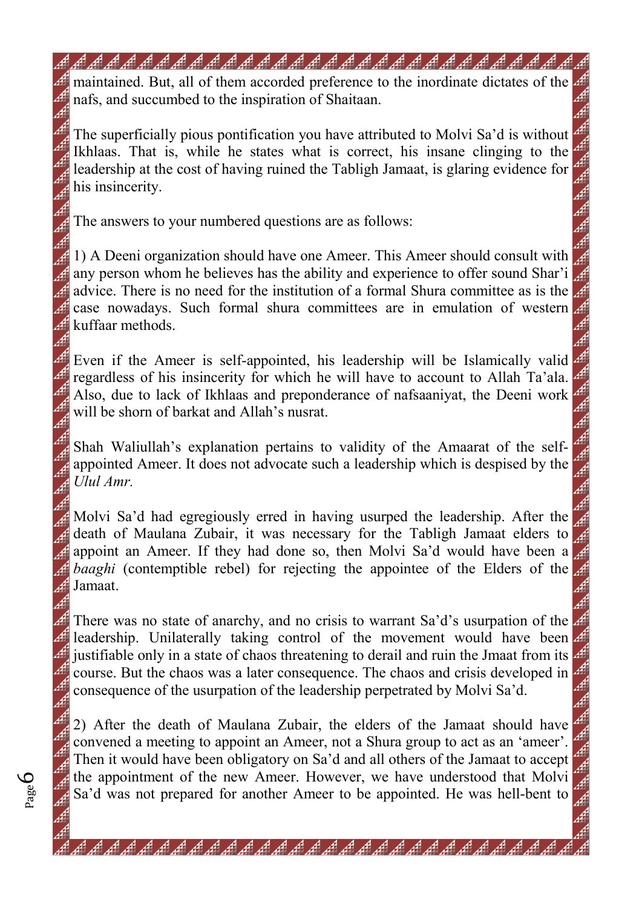maintained. But, all of them accorded preference to the inordinate dictates of the nafs, and succumbed to the inspiration of Shaitaan.

The superficially pious pontification you have attributed to Molvi Sa'd is without Ikhlaas. That is, while he states what is correct, his insane clinging to the leadership at the cost of having ruined the Tabligh Jamaat, is glaring evidence for his insincerity.

The answers to your numbered questions are as follows:

1) A Deeni organization should have one Ameer. This Ameer should consult with any person whom he believes has the ability and experience to offer sound Shar'i advice. There is no need for the institution of a formal Shura committee as is the case nowadays. Such formal shura committees are in emulation of western kuffaar methods.

Even if the Ameer is self-appointed, his leadership will be Islamically valid regardless of his insincerity for which he will have to account to Allah Ta'ala. Also, due to lack of Ikhlaas and preponderance of nafsaaniyat, the Deeni work will be shorn of barkat and Allah's nusrat.

Shah Waliullah's explanation pertains to validity of the Amaarat of the self-appointed Ameer. It does not advocate such a leadership which is despised by the *Ulul Amr.*

Molvi Sa'd had egregiously erred in having usurped the leadership. After the death of Maulana Zubair, it was necessary for the Tabligh Jamaat elders to appoint an Ameer. If they had done so, then Molvi Sa'd would have been a *baaghi* (contemptible rebel) for rejecting the appointee of the Elders of the Jamaat.

There was no state of anarchy, and no crisis to warrant Sa'd's usurpation of the leadership. Unilaterally taking control of the movement would have been justifiable only in a state of chaos threatening to derail and ruin the Jmaat from its course. But the chaos was a later consequence. The chaos and crisis developed in consequence of the usurpation of the leadership perpetrated by Molvi Sa'd.

2) After the death of Maulana Zubair, the elders of the Jamaat should have convened a meeting to appoint an Ameer, not a Shura group to act as an 'ameer'. Then it would have been obligatory on Sa'd and all others of the Jamaat to accept the appointment of the new Ameer. However, we have understood that Molvi Sa'd was not prepared for another Ameer to be appointed. He was hell-bent to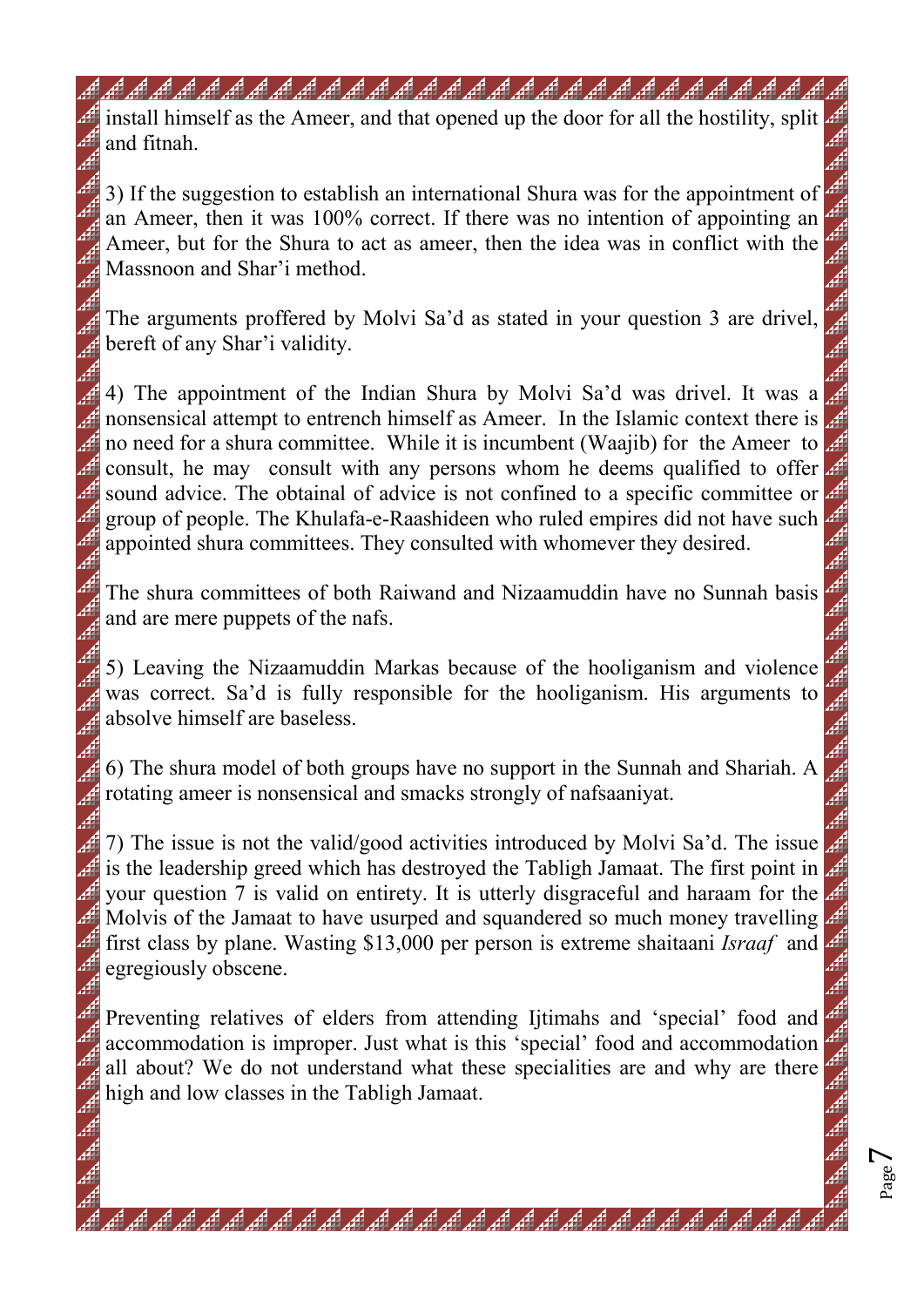install himself as the Ameer, and that opened up the door for all the hostility, split and fitnah.

3) If the suggestion to establish an international Shura was for the appointment of an Ameer, then it was 100% correct. If there was no intention of appointing an Ameer, but for the Shura to act as ameer, then the idea was in conflict with the Massnoon and Shar'i method.

The arguments proffered by Molvi Sa'd as stated in your question 3 are drivel, bereft of any Shar'i validity.

4) The appointment of the Indian Shura by Molvi Sa'd was drivel. It was a nonsensical attempt to entrench himself as Ameer. In the Islamic context there is no need for a shura committee. While it is incumbent (Waajib) for the Ameer to consult, he may consult with any persons whom he deems qualified to offer sound advice. The obtainal of advice is not confined to a specific committee or group of people. The Khulafa-e-Raashideen who ruled empires did not have such appointed shura committees. They consulted with whomever they desired.

The shura committees of both Raiwand and Nizaamuddin have no Sunnah basis and are mere puppets of the nafs.

5) Leaving the Nizaamuddin Markas because of the hooliganism and violence was correct. Sa'd is fully responsible for the hooliganism. His arguments to absolve himself are baseless.

6) The shura model of both groups have no support in the Sunnah and Shariah. A rotating ameer is nonsensical and smacks strongly of nafsaaniyat.

7) The issue is not the valid/good activities introduced by Molvi Sa'd. The issue is the leadership greed which has destroyed the Tabligh Jamaat. The first point in your question 7 is valid on entirety. It is utterly disgraceful and haraam for the Molvis of the Jamaat to have usurped and squandered so much money travelling first class by plane. Wasting $13,000 per person is extreme shaitaani *Israaf* and egregiously obscene.

Preventing relatives of elders from attending Ijtimahs and 'special' food and accommodation is improper. Just what is this 'special' food and accommodation all about? We do not understand what these specialities are and why are there high and low classes in the Tabligh Jamaat.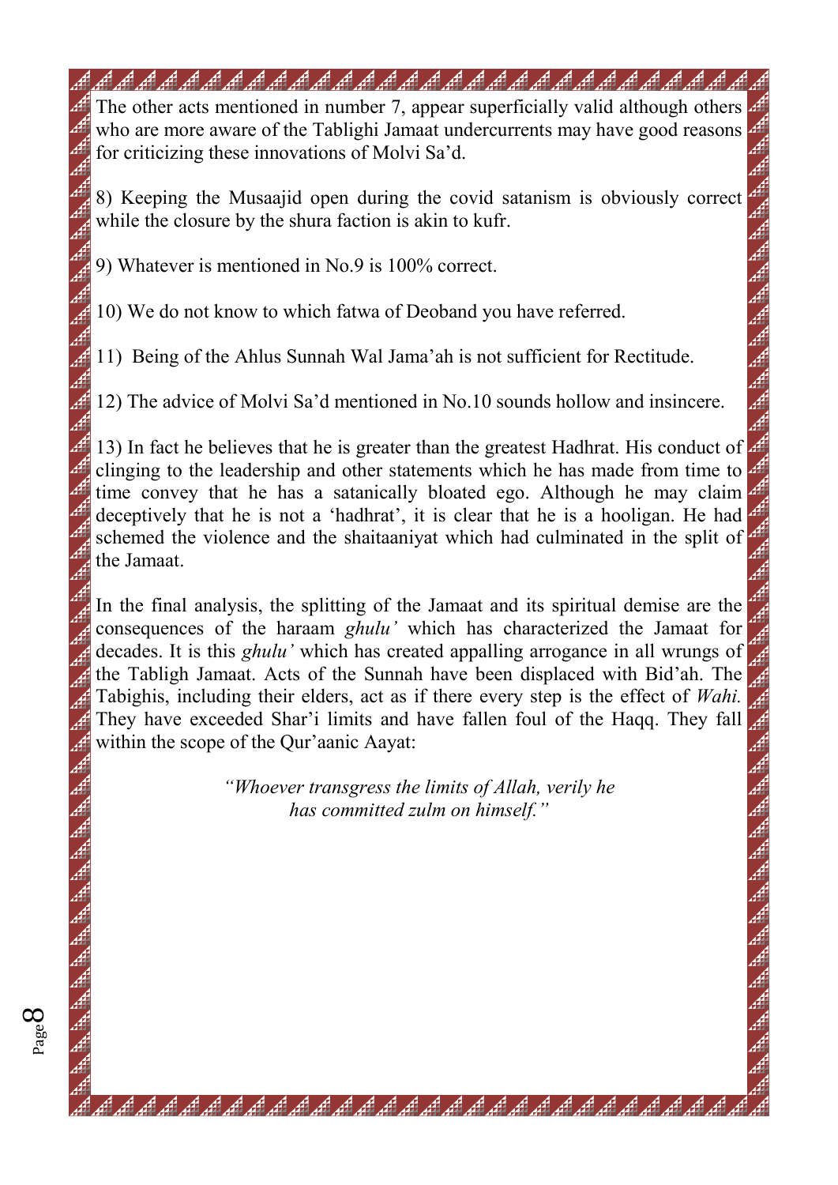The other acts mentioned in number 7, appear superficially valid although others who are more aware of the Tablighi Jamaat undercurrents may have good reasons for criticizing these innovations of Molvi Sa'd.

8) Keeping the Musaajid open during the covid satanism is obviously correct while the closure by the shura faction is akin to kufr.

9) Whatever is mentioned in No.9 is 100% correct.

10) We do not know to which fatwa of Deoband you have referred.

11) Being of the Ahlus Sunnah Wal Jama'ah is not sufficient for Rectitude.

12) The advice of Molvi Sa'd mentioned in No.10 sounds hollow and insincere.

13) In fact he believes that he is greater than the greatest Hadhrat. His conduct of clinging to the leadership and other statements which he has made from time to time convey that he has a satanically bloated ego. Although he may claim deceptively that he is not a 'hadhrat', it is clear that he is a hooligan. He had schemed the violence and the shaitaaniyat which had culminated in the split of the Jamaat.

In the final analysis, the splitting of the Jamaat and its spiritual demise are the consequences of the haraam *ghulu'* which has characterized the Jamaat for decades. It is this *ghulu'* which has created appalling arrogance in all wrungs of the Tabligh Jamaat. Acts of the Sunnah have been displaced with Bid'ah. The Tabighis, including their elders, act as if there every step is the effect of *Wahi.* They have exceeded Shar'i limits and have fallen foul of the Haqq. They fall within the scope of the Qur'aanic Aayat:

*"Whoever transgress the limits of Allah, verily he has committed zulm on himself."*